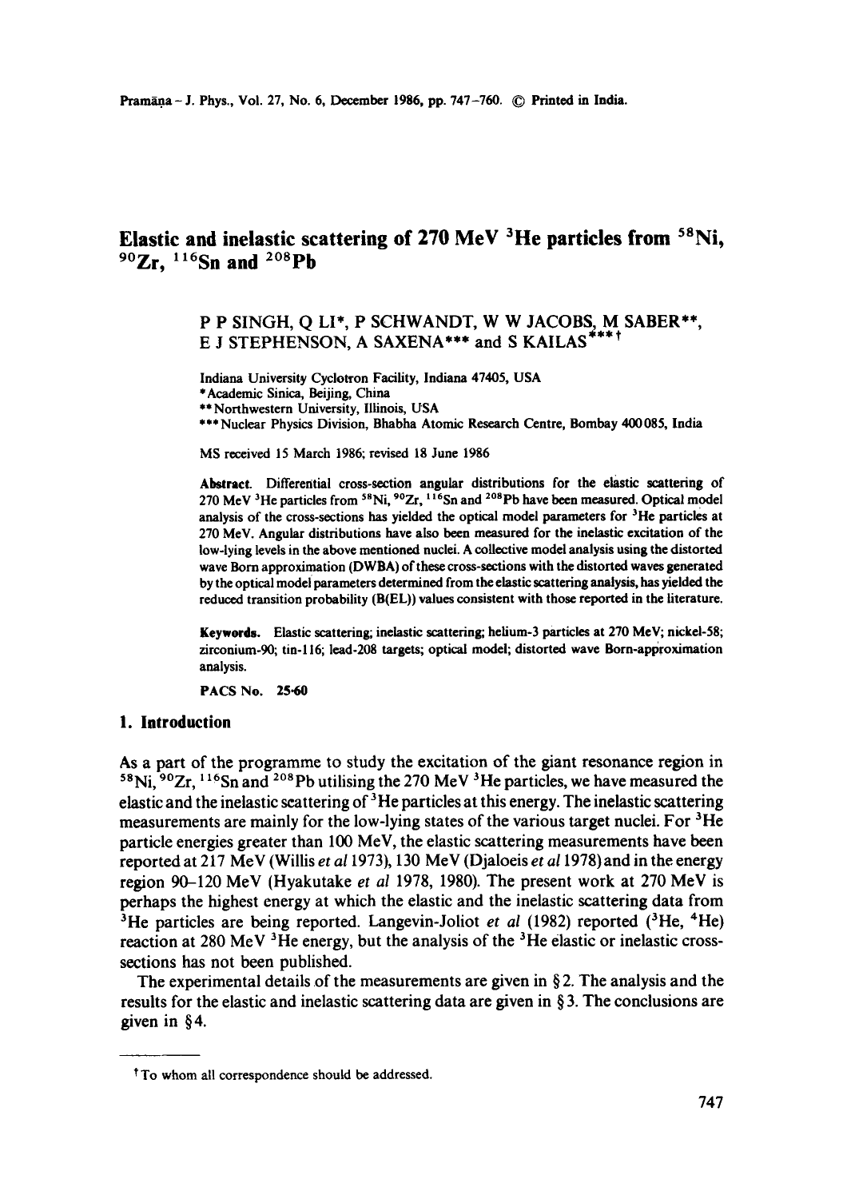# Elastic and inelastic scattering of 270 MeV $^3$He particles from $^{58}$Ni, $^{90}$Zr, $^{116}$Sn and $^{208}$Pb

P P SINGH, Q LI*, P SCHWANDT, W W JACOBS, M SABER**, E J STEPHENSON, A SAXENA*** and S KAILAS***†

Indiana University Cyclotron Facility, Indiana 47405, USA
*Academic Sinica, Beijing, China
**Northwestern University, Illinois, USA
***Nuclear Physics Division, Bhabha Atomic Research Centre, Bombay 400085, India

MS received 15 March 1986; revised 18 June 1986

**Abstract.** Differential cross-section angular distributions for the elastic scattering of 270 MeV $^3$He particles from $^{58}$Ni, $^{90}$Zr, $^{116}$Sn and $^{208}$Pb have been measured. Optical model analysis of the cross-sections has yielded the optical model parameters for $^3$He particles at 270 MeV. Angular distributions have also been measured for the inelastic excitation of the low-lying levels in the above mentioned nuclei. A collective model analysis using the distorted wave Born approximation (DWBA) of these cross-sections with the distorted waves generated by the optical model parameters determined from the elastic scattering analysis, has yielded the reduced transition probability (B(EL)) values consistent with those reported in the literature.

**Keywords.** Elastic scattering; inelastic scattering; helium-3 particles at 270 MeV; nickel-58; zirconium-90; tin-116; lead-208 targets; optical model; distorted wave Born-approximation analysis.

**PACS No.** 25·60

## 1. Introduction

As a part of the programme to study the excitation of the giant resonance region in $^{58}$Ni, $^{90}$Zr, $^{116}$Sn and $^{208}$Pb utilising the 270 MeV $^3$He particles, we have measured the elastic and the inelastic scattering of $^3$He particles at this energy. The inelastic scattering measurements are mainly for the low-lying states of the various target nuclei. For $^3$He particle energies greater than 100 MeV, the elastic scattering measurements have been reported at 217 MeV (Willis *et al* 1973), 130 MeV (Djaloeis *et al* 1978) and in the energy region 90–120 MeV (Hyakutake *et al* 1978, 1980). The present work at 270 MeV is perhaps the highest energy at which the elastic and the inelastic scattering data from $^3$He particles are being reported. Langevin-Joliot *et al* (1982) reported ($^3$He, $^4$He) reaction at 280 MeV $^3$He energy, but the analysis of the $^3$He elastic or inelastic cross-sections has not been published.

The experimental details of the measurements are given in § 2. The analysis and the results for the elastic and inelastic scattering data are given in § 3. The conclusions are given in § 4.

---

† To whom all correspondence should be addressed.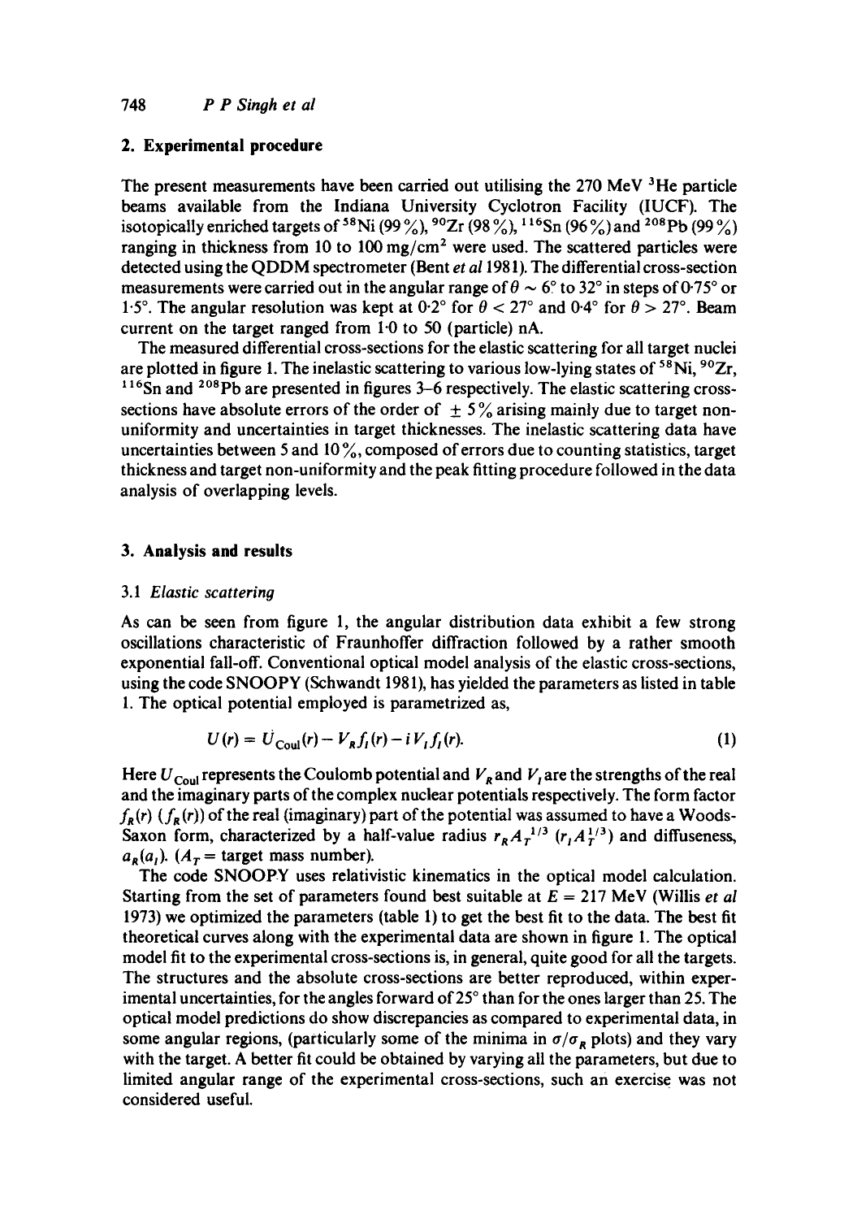## 2. Experimental procedure

The present measurements have been carried out utilising the 270 MeV $^3$He particle beams available from the Indiana University Cyclotron Facility (IUCF). The isotopically enriched targets of $^{58}$Ni (99%), $^{90}$Zr (98%), $^{116}$Sn (96%) and $^{208}$Pb (99%) ranging in thickness from 10 to 100 mg/cm$^2$ were used. The scattered particles were detected using the QDDM spectrometer (Bent *et al* 1981). The differential cross-section measurements were carried out in the angular range of $\theta \sim 6°$ to 32° in steps of 0·75° or 1·5°. The angular resolution was kept at 0·2° for $\theta < 27°$ and 0·4° for $\theta > 27°$. Beam current on the target ranged from 1·0 to 50 (particle) nA.

The measured differential cross-sections for the elastic scattering for all target nuclei are plotted in figure 1. The inelastic scattering to various low-lying states of $^{58}$Ni, $^{90}$Zr, $^{116}$Sn and $^{208}$Pb are presented in figures 3–6 respectively. The elastic scattering cross-sections have absolute errors of the order of $\pm 5\%$ arising mainly due to target non-uniformity and uncertainties in target thicknesses. The inelastic scattering data have uncertainties between 5 and 10%, composed of errors due to counting statistics, target thickness and target non-uniformity and the peak fitting procedure followed in the data analysis of overlapping levels.

## 3. Analysis and results

### 3.1 *Elastic scattering*

As can be seen from figure 1, the angular distribution data exhibit a few strong oscillations characteristic of Fraunhoffer diffraction followed by a rather smooth exponential fall-off. Conventional optical model analysis of the elastic cross-sections, using the code SNOOPY (Schwandt 1981), has yielded the parameters as listed in table 1. The optical potential employed is parametrized as,

$$U(r) = U_{\mathrm{Coul}}(r) - V_R f_l(r) - i V_I f_I(r). \quad (1)$$

Here $U_{\mathrm{Coul}}$ represents the Coulomb potential and $V_R$ and $V_I$ are the strengths of the real and the imaginary parts of the complex nuclear potentials respectively. The form factor $f_R(r)$ ($f_R(r)$) of the real (imaginary) part of the potential was assumed to have a Woods-Saxon form, characterized by a half-value radius $r_R A_T^{1/3}$ ($r_I A_T^{1/3}$) and diffuseness, $a_R(a_I)$. ($A_T$ = target mass number).

The code SNOOPY uses relativistic kinematics in the optical model calculation. Starting from the set of parameters found best suitable at $E = 217$ MeV (Willis *et al* 1973) we optimized the parameters (table 1) to get the best fit to the data. The best fit theoretical curves along with the experimental data are shown in figure 1. The optical model fit to the experimental cross-sections is, in general, quite good for all the targets. The structures and the absolute cross-sections are better reproduced, within experimental uncertainties, for the angles forward of 25° than for the ones larger than 25. The optical model predictions do show discrepancies as compared to experimental data, in some angular regions, (particularly some of the minima in $\sigma/\sigma_R$ plots) and they vary with the target. A better fit could be obtained by varying all the parameters, but due to limited angular range of the experimental cross-sections, such an exercise was not considered useful.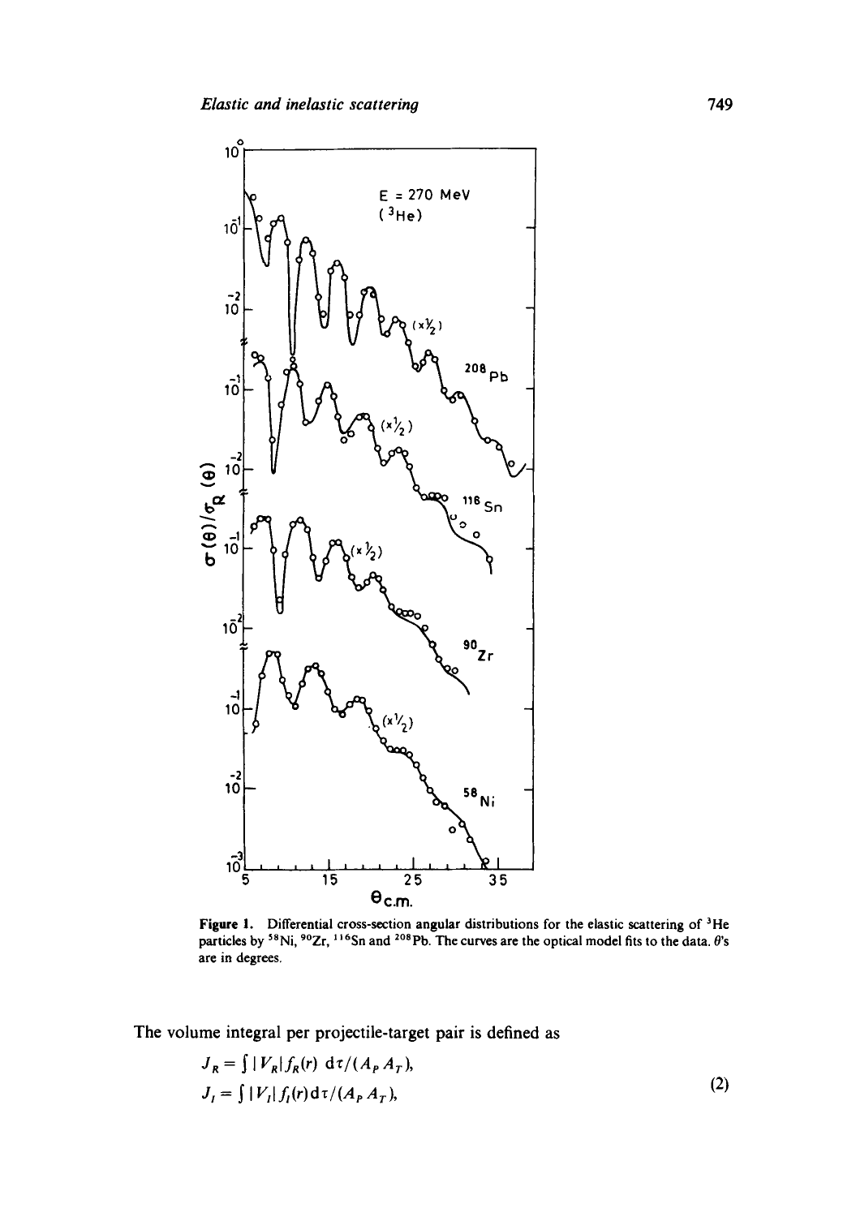**Figure 1.** Differential cross-section angular distributions for the elastic scattering of $^3He$ particles by $^{58}Ni$, $^{90}Zr$, $^{116}Sn$ and $^{208}Pb$. The curves are the optical model fits to the data. $\theta$'s are in degrees.

The volume integral per projectile-target pair is defined as

$$
\begin{aligned}
J_R &= \int |V_R| f_R(r)\, \mathrm{d}\tau/(A_P A_T), \\
J_I &= \int |V_I| f_I(r) \mathrm{d}\tau/(A_P A_T),
\end{aligned}
\tag{2}
$$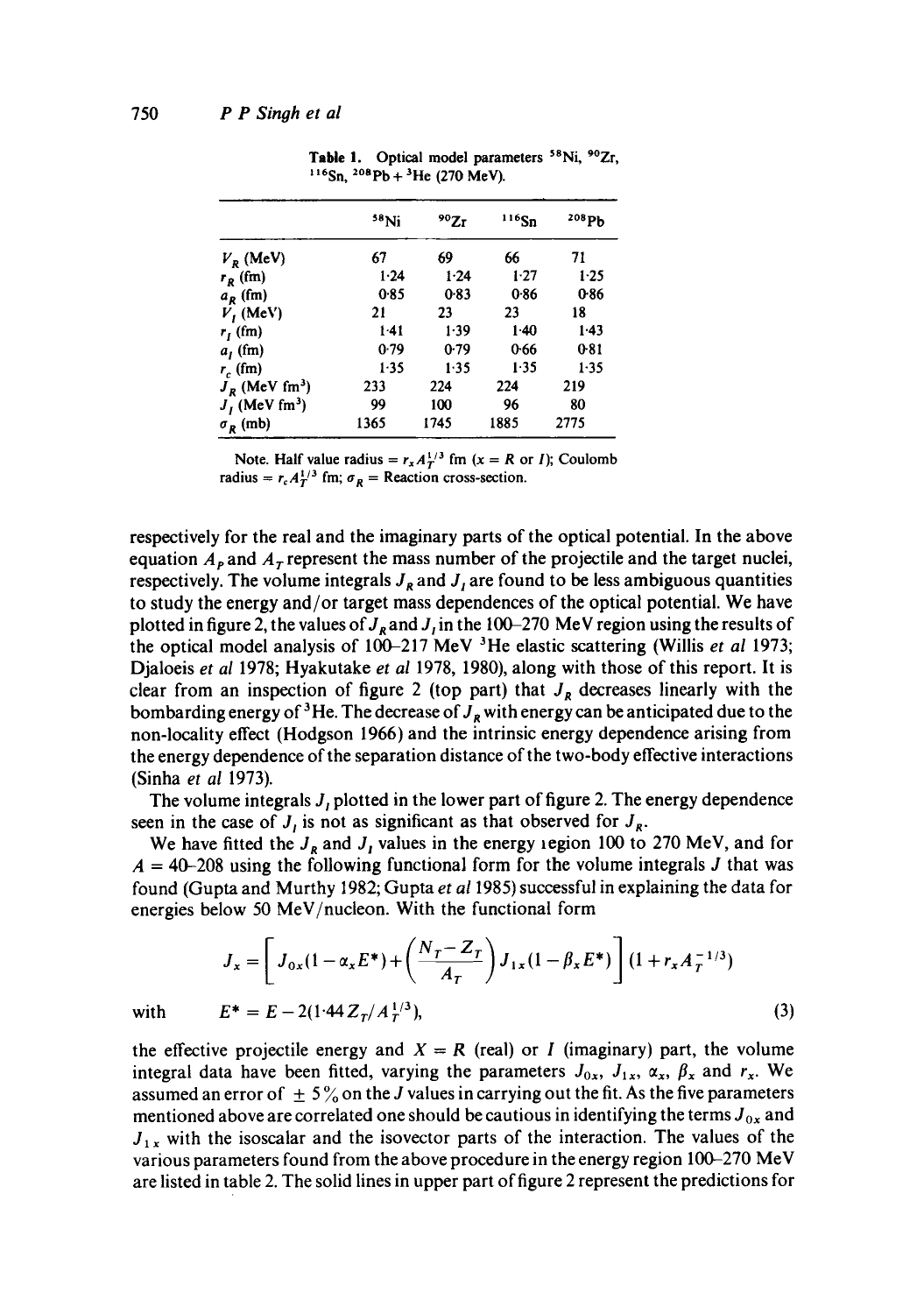**Table 1.** Optical model parameters $^{58}Ni$, $^{90}Zr$, $^{116}Sn$, $^{208}Pb + ^{3}He$ (270 MeV).

| | $^{58}Ni$ | $^{90}Zr$ | $^{116}Sn$ | $^{208}Pb$ |
|---|---|---|---|---|
| $V_R$ (MeV) | 67 | 69 | 66 | 71 |
| $r_R$ (fm) | 1·24 | 1·24 | 1·27 | 1·25 |
| $a_R$ (fm) | 0·85 | 0·83 | 0·86 | 0·86 |
| $V_I$ (MeV) | 21 | 23 | 23 | 18 |
| $r_I$ (fm) | 1·41 | 1·39 | 1·40 | 1·43 |
| $a_I$ (fm) | 0·79 | 0·79 | 0·66 | 0·81 |
| $r_c$ (fm) | 1·35 | 1·35 | 1·35 | 1·35 |
| $J_R$ (MeV fm$^3$) | 233 | 224 | 224 | 219 |
| $J_I$ (MeV fm$^3$) | 99 | 100 | 96 | 80 |
| $\sigma_R$ (mb) | 1365 | 1745 | 1885 | 2775 |

Note. Half value radius = $r_x A_T^{1/3}$ fm ($x = R$ or $I$); Coulomb radius = $r_c A_T^{1/3}$ fm; $\sigma_R$ = Reaction cross-section.

respectively for the real and the imaginary parts of the optical potential. In the above equation $A_P$ and $A_T$ represent the mass number of the projectile and the target nuclei, respectively. The volume integrals $J_R$ and $J_I$ are found to be less ambiguous quantities to study the energy and/or target mass dependences of the optical potential. We have plotted in figure 2, the values of $J_R$ and $J_I$ in the 100–270 MeV region using the results of the optical model analysis of 100–217 MeV $^3$He elastic scattering (Willis *et al* 1973; Djaloeis *et al* 1978; Hyakutake *et al* 1978, 1980), along with those of this report. It is clear from an inspection of figure 2 (top part) that $J_R$ decreases linearly with the bombarding energy of $^3$He. The decrease of $J_R$ with energy can be anticipated due to the non-locality effect (Hodgson 1966) and the intrinsic energy dependence arising from the energy dependence of the separation distance of the two-body effective interactions (Sinha *et al* 1973).

The volume integrals $J_I$ plotted in the lower part of figure 2. The energy dependence seen in the case of $J_I$ is not as significant as that observed for $J_R$.

We have fitted the $J_R$ and $J_I$ values in the energy region 100 to 270 MeV, and for $A$ = 40–208 using the following functional form for the volume integrals $J$ that was found (Gupta and Murthy 1982; Gupta *et al* 1985) successful in explaining the data for energies below 50 MeV/nucleon. With the functional form

$$J_x = \left[ J_{0x}(1 - \alpha_x E^*) + \left( \frac{N_T - Z_T}{A_T} \right) J_{1x}(1 - \beta_x E^*) \right] (1 + r_x A_T^{-1/3})$$

with $\quad E^* = E - 2(1{\cdot}44 Z_T / A_T^{1/3}), \qquad (3)$

the effective projectile energy and $X = R$ (real) or $I$ (imaginary) part, the volume integral data have been fitted, varying the parameters $J_{0x}$, $J_{1x}$, $\alpha_x$, $\beta_x$ and $r_x$. We assumed an error of $\pm 5\%$ on the $J$ values in carrying out the fit. As the five parameters mentioned above are correlated one should be cautious in identifying the terms $J_{0x}$ and $J_{1x}$ with the isoscalar and the isovector parts of the interaction. The values of the various parameters found from the above procedure in the energy region 100–270 MeV are listed in table 2. The solid lines in upper part of figure 2 represent the predictions for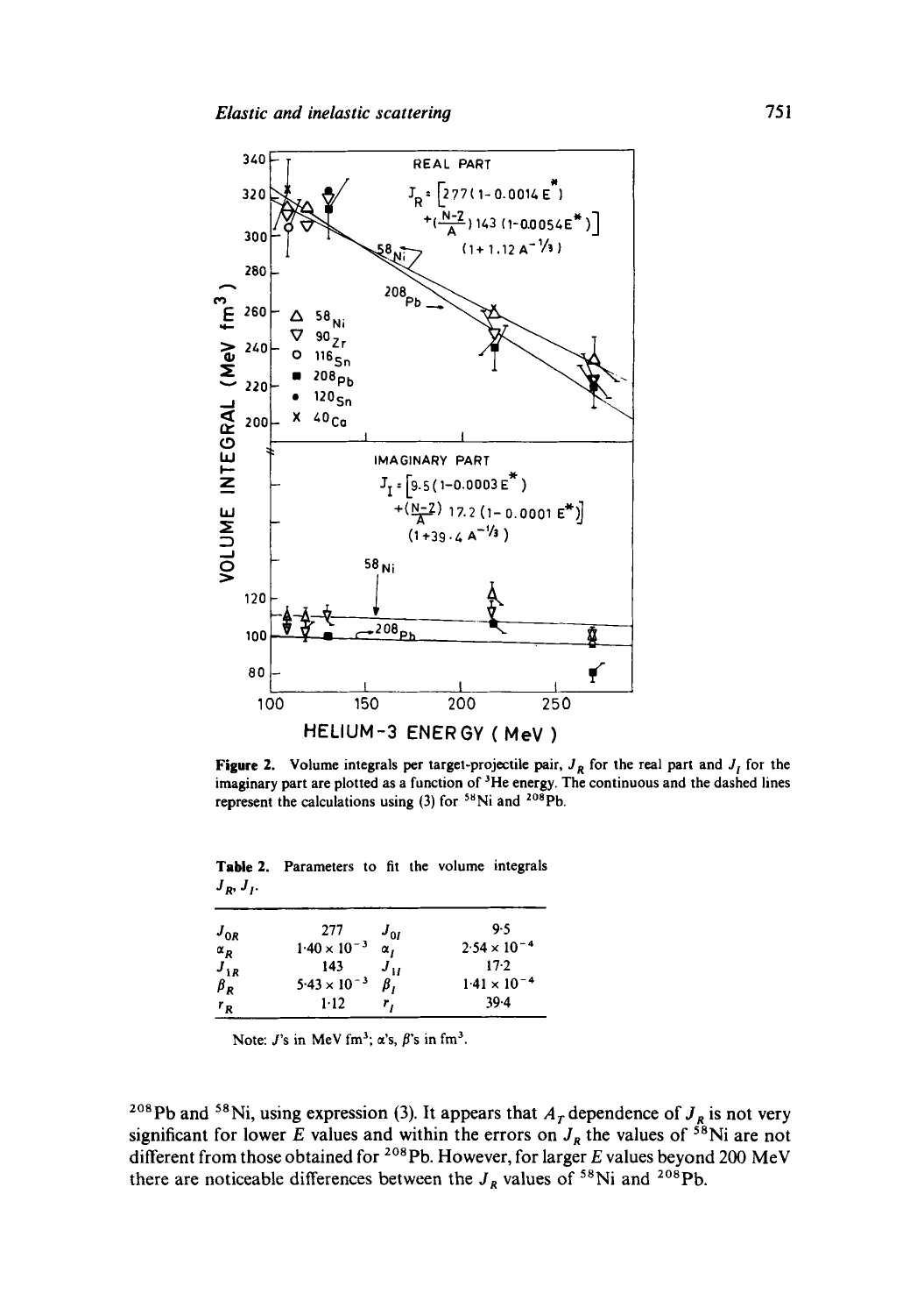**Figure 2.** Volume integrals per target-projectile pair, $J_R$ for the real part and $J_I$ for the imaginary part are plotted as a function of $^3$He energy. The continuous and the dashed lines represent the calculations using (3) for $^{58}$Ni and $^{208}$Pb.

**Table 2.** Parameters to fit the volume integrals $J_R$, $J_I$.

| | | | |
|---|---|---|---|
| $J_{0R}$ | 277 | $J_{0I}$ | 9·5 |
| $\alpha_R$ | $1{\cdot}40 \times 10^{-3}$ | $\alpha_I$ | $2{\cdot}54 \times 10^{-4}$ |
| $J_{1R}$ | 143 | $J_{1I}$ | 17·2 |
| $\beta_R$ | $5{\cdot}43 \times 10^{-3}$ | $\beta_I$ | $1{\cdot}41 \times 10^{-4}$ |
| $r_R$ | 1·12 | $r_I$ | 39·4 |

Note: $J$'s in MeV fm$^3$; $\alpha$'s, $\beta$'s in fm$^3$.

$^{208}$Pb and $^{58}$Ni, using expression (3). It appears that $A_T$ dependence of $J_R$ is not very significant for lower $E$ values and within the errors on $J_R$ the values of $^{58}$Ni are not different from those obtained for $^{208}$Pb. However, for larger $E$ values beyond 200 MeV there are noticeable differences between the $J_R$ values of $^{58}$Ni and $^{208}$Pb.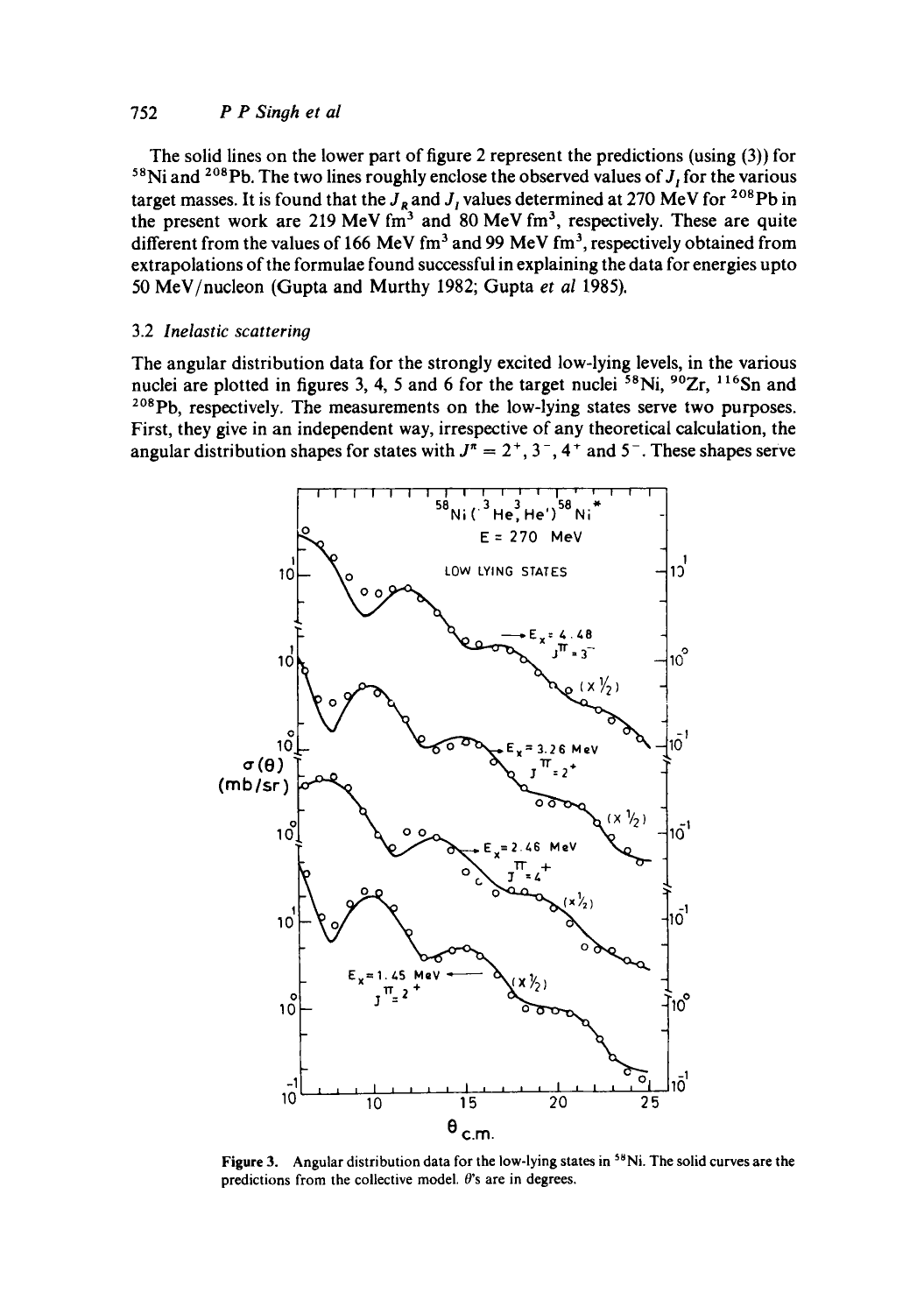The solid lines on the lower part of figure 2 represent the predictions (using (3)) for $^{58}$Ni and $^{208}$Pb. The two lines roughly enclose the observed values of $J_I$ for the various target masses. It is found that the $J_R$ and $J_I$ values determined at 270 MeV for $^{208}$Pb in the present work are 219 MeV fm$^3$ and 80 MeV fm$^3$, respectively. These are quite different from the values of 166 MeV fm$^3$ and 99 MeV fm$^3$, respectively obtained from extrapolations of the formulae found successful in explaining the data for energies upto 50 MeV/nucleon (Gupta and Murthy 1982; Gupta *et al* 1985).

### 3.2 *Inelastic scattering*

The angular distribution data for the strongly excited low-lying levels, in the various nuclei are plotted in figures 3, 4, 5 and 6 for the target nuclei $^{58}$Ni, $^{90}$Zr, $^{116}$Sn and $^{208}$Pb, respectively. The measurements on the low-lying states serve two purposes. First, they give in an independent way, irrespective of any theoretical calculation, the angular distribution shapes for states with $J^\pi = 2^+, 3^-, 4^+$ and $5^-$. These shapes serve

**Figure 3.** Angular distribution data for the low-lying states in $^{58}$Ni. The solid curves are the predictions from the collective model. $\theta$'s are in degrees.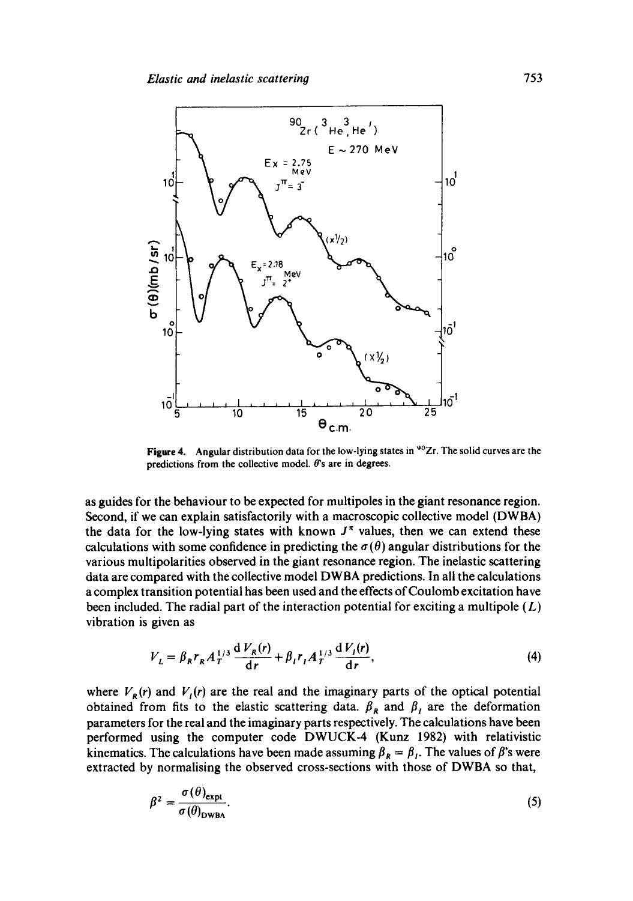**Figure 4.** Angular distribution data for the low-lying states in $^{90}Zr$. The solid curves are the predictions from the collective model. $\theta$'s are in degrees.

as guides for the behaviour to be expected for multipoles in the giant resonance region. Second, if we can explain satisfactorily with a macroscopic collective model (DWBA) the data for the low-lying states with known $J^{\pi}$ values, then we can extend these calculations with some confidence in predicting the $\sigma(\theta)$ angular distributions for the various multipolarities observed in the giant resonance region. The inelastic scattering data are compared with the collective model DWBA predictions. In all the calculations a complex transition potential has been used and the effects of Coulomb excitation have been included. The radial part of the interaction potential for exciting a multipole ($L$) vibration is given as

$$V_L = \beta_R r_R A_T^{1/3} \frac{\mathrm{d}V_R(r)}{\mathrm{d}r} + \beta_I r_I A_T^{1/3} \frac{\mathrm{d}V_I(r)}{\mathrm{d}r}, \tag{4}$$

where $V_R(r)$ and $V_I(r)$ are the real and the imaginary parts of the optical potential obtained from fits to the elastic scattering data. $\beta_R$ and $\beta_I$ are the deformation parameters for the real and the imaginary parts respectively. The calculations have been performed using the computer code DWUCK-4 (Kunz 1982) with relativistic kinematics. The calculations have been made assuming $\beta_R = \beta_I$. The values of $\beta$'s were extracted by normalising the observed cross-sections with those of DWBA so that,

$$\beta^2 = \frac{\sigma(\theta)_{\text{expt}}}{\sigma(\theta)_{\text{DWBA}}}. \tag{5}$$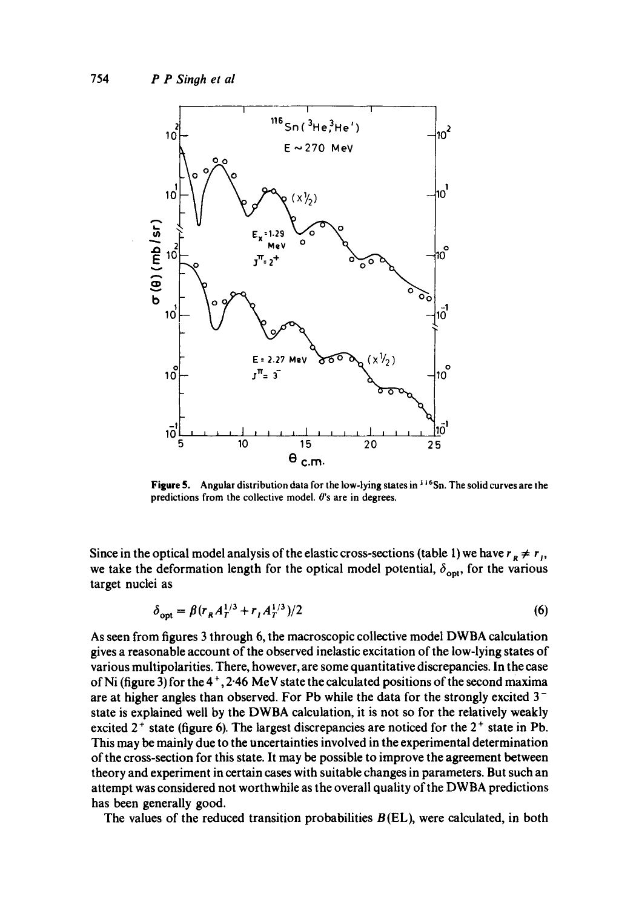**Figure 5.** Angular distribution data for the low-lying states in $^{116}$Sn. The solid curves are the predictions from the collective model. $\theta$'s are in degrees.

Since in the optical model analysis of the elastic cross-sections (table 1) we have $r_R \neq r_I$, we take the deformation length for the optical model potential, $\delta_{\text{opt}}$, for the various target nuclei as

$$\delta_{\text{opt}} = \beta(r_R A_T^{1/3} + r_I A_T^{1/3})/2 \tag{6}$$

As seen from figures 3 through 6, the macroscopic collective model DWBA calculation gives a reasonable account of the observed inelastic excitation of the low-lying states of various multipolarities. There, however, are some quantitative discrepancies. In the case of Ni (figure 3) for the $4^+$, 2·46 MeV state the calculated positions of the second maxima are at higher angles than observed. For Pb while the data for the strongly excited $3^-$ state is explained well by the DWBA calculation, it is not so for the relatively weakly excited $2^+$ state (figure 6). The largest discrepancies are noticed for the $2^+$ state in Pb. This may be mainly due to the uncertainties involved in the experimental determination of the cross-section for this state. It may be possible to improve the agreement between theory and experiment in certain cases with suitable changes in parameters. But such an attempt was considered not worthwhile as the overall quality of the DWBA predictions has been generally good.

The values of the reduced transition probabilities $B(\text{E}L)$, were calculated, in both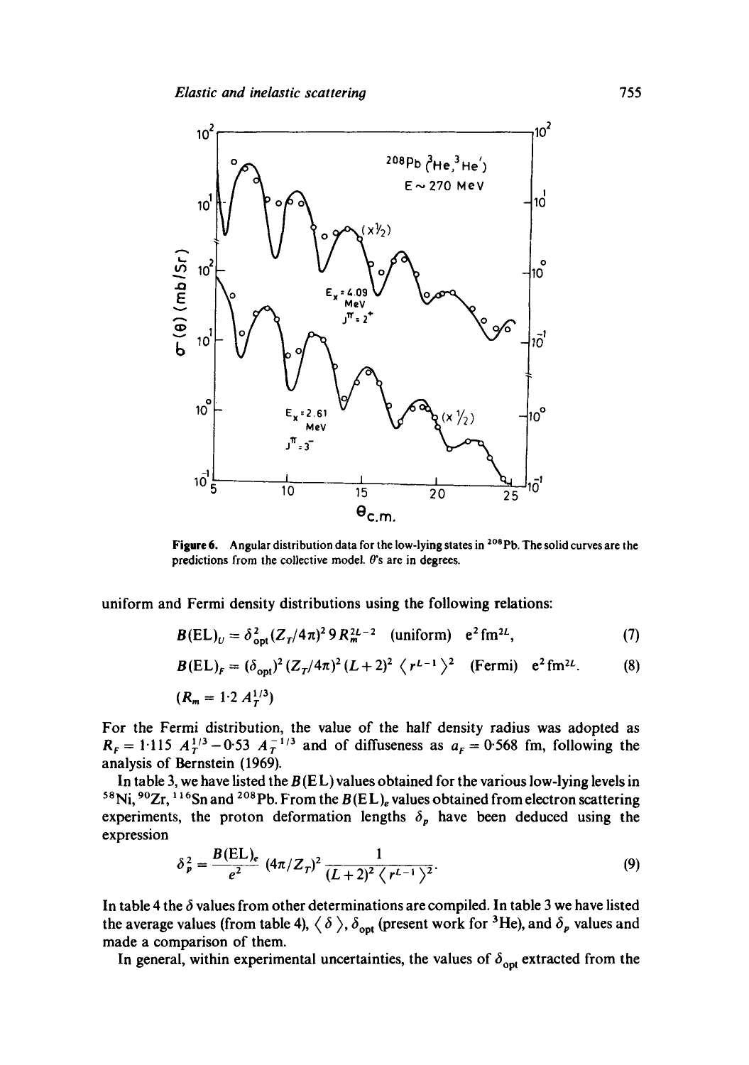**Figure 6.** Angular distribution data for the low-lying states in $^{208}$Pb. The solid curves are the predictions from the collective model. $\theta$'s are in degrees.

uniform and Fermi density distributions using the following relations:

$$B(\mathrm{E}L)_U = \delta_{\mathrm{opt}}^2 (Z_T/4\pi)^2\, 9 R_m^{2L-2} \quad \text{(uniform)} \quad \mathrm{e}^2\,\mathrm{fm}^{2L}, \tag{7}$$

$$B(\mathrm{E}L)_F = (\delta_{\mathrm{opt}})^2 (Z_T/4\pi)^2 (L+2)^2 \langle r^{L-1} \rangle^2 \quad \text{(Fermi)} \quad \mathrm{e}^2\,\mathrm{fm}^{2L}. \tag{8}$$

$$(R_m = 1{\cdot}2\, A_T^{1/3})$$

For the Fermi distribution, the value of the half density radius was adopted as $R_F = 1{\cdot}115\, A_T^{1/3} - 0{\cdot}53\, A_T^{-1/3}$ and of diffuseness as $a_F = 0{\cdot}568$ fm, following the analysis of Bernstein (1969).

In table 3, we have listed the $B(\mathrm{E}L)$ values obtained for the various low-lying levels in $^{58}$Ni, $^{90}$Zr, $^{116}$Sn and $^{208}$Pb. From the $B(\mathrm{E}L)_e$ values obtained from electron scattering experiments, the proton deformation lengths $\delta_p$ have been deduced using the expression

$$\delta_p^2 = \frac{B(\mathrm{E}L)_e}{e^2} (4\pi/Z_T)^2 \frac{1}{(L+2)^2 \langle r^{L-1} \rangle^2}. \tag{9}$$

In table 4 the $\delta$ values from other determinations are compiled. In table 3 we have listed the average values (from table 4), $\langle \delta \rangle$, $\delta_{\mathrm{opt}}$ (present work for $^3$He), and $\delta_p$ values and made a comparison of them.

In general, within experimental uncertainties, the values of $\delta_{\mathrm{opt}}$ extracted from the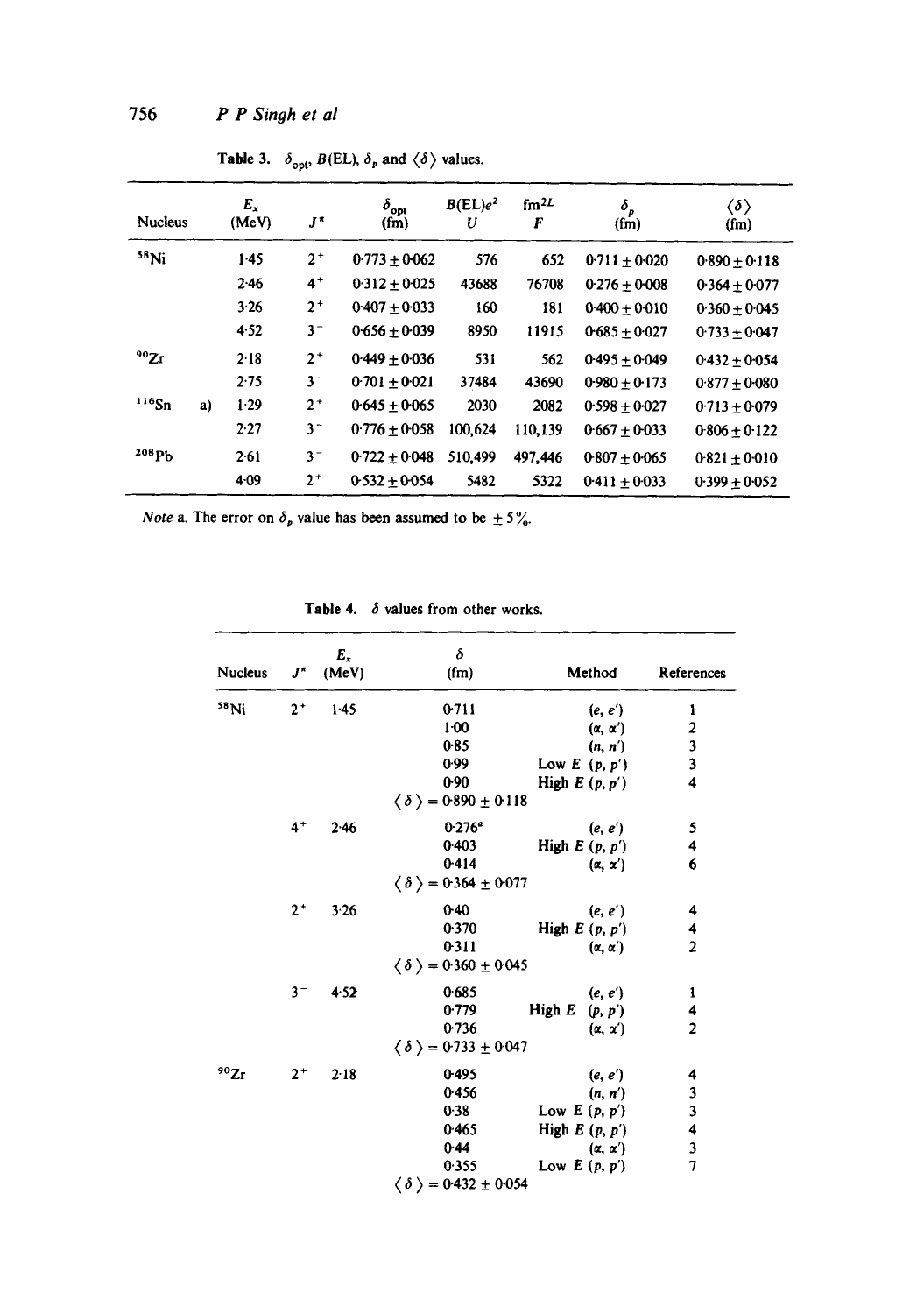**Table 3.** $\delta_{opt}$, $B(EL)$, $\delta_p$ and $\langle \delta \rangle$ values.

| Nucleus | $E_x$ (MeV) | $J^\pi$ | $\delta_{opt}$ (fm) | $B(EL)e^2$ fm$^{2L}$ U | F | $\delta_p$ (fm) | $\langle \delta \rangle$ (fm) |
|---|---|---|---|---|---|---|---|
| $^{58}$Ni | 1·45 | $2^+$ | 0·773 ± 0·062 | 576 | 652 | 0·711 ± 0·020 | 0·890 ± 0·118 |
| | 2·46 | $4^+$ | 0·312 ± 0·025 | 43688 | 76708 | 0·276 ± 0·008 | 0·364 ± 0·077 |
| | 3·26 | $2^+$ | 0·407 ± 0·033 | 160 | 181 | 0·400 ± 0·010 | 0·360 ± 0·045 |
| | 4·52 | $3^-$ | 0·656 ± 0·039 | 8950 | 11915 | 0·685 ± 0·027 | 0·733 ± 0·047 |
| $^{90}$Zr | 2·18 | $2^+$ | 0·449 ± 0·036 | 531 | 562 | 0·495 ± 0·049 | 0·432 ± 0·054 |
| | 2·75 | $3^-$ | 0·701 ± 0·021 | 37484 | 43690 | 0·980 ± 0·173 | 0·877 ± 0·080 |
| $^{116}$Sn a) | 1·29 | $2^+$ | 0·645 ± 0·065 | 2030 | 2082 | 0·598 ± 0·027 | 0·713 ± 0·079 |
| | 2·27 | $3^-$ | 0·776 ± 0·058 | 100,624 | 110,139 | 0·667 ± 0·033 | 0·806 ± 0·122 |
| $^{208}$Pb | 2·61 | $3^-$ | 0·722 ± 0·048 | 510,499 | 497,446 | 0·807 ± 0·065 | 0·821 ± 0·010 |
| | 4·09 | $2^+$ | 0·532 ± 0·054 | 5482 | 5322 | 0·411 ± 0·033 | 0·399 ± 0·052 |

*Note* a. The error on $\delta_p$ value has been assumed to be ± 5%.

**Table 4.** $\delta$ values from other works.

| Nucleus | $J^\pi$ | $E_x$ (MeV) | $\delta$ (fm) | Method | References |
|---|---|---|---|---|---|
| $^{58}$Ni | $2^+$ | 1·45 | 0·711 | $(e, e')$ | 1 |
| | | | 1·00 | $(\alpha, \alpha')$ | 2 |
| | | | 0·85 | $(n, n')$ | 3 |
| | | | 0·99 | Low $E$ $(p, p')$ | 3 |
| | | | 0·90 | High $E$ $(p, p')$ | 4 |
| | | | $\langle \delta \rangle$ = 0·890 ± 0·118 | | |
| | $4^+$ | 2·46 | 0·276$^a$ | $(e, e')$ | 5 |
| | | | 0·403 | High $E$ $(p, p')$ | 4 |
| | | | 0·414 | $(\alpha, \alpha')$ | 6 |
| | | | $\langle \delta \rangle$ = 0·364 ± 0·077 | | |
| | $2^+$ | 3·26 | 0·40 | $(e, e')$ | 4 |
| | | | 0·370 | High $E$ $(p, p')$ | 4 |
| | | | 0·311 | $(\alpha, \alpha')$ | 2 |
| | | | $\langle \delta \rangle$ = 0·360 ± 0·045 | | |
| | $3^-$ | 4·52 | 0·685 | $(e, e')$ | 1 |
| | | | 0·779 | High $E$ $(p, p')$ | 4 |
| | | | 0·736 | $(\alpha, \alpha')$ | 2 |
| | | | $\langle \delta \rangle$ = 0·733 ± 0·047 | | |
| $^{90}$Zr | $2^+$ | 2·18 | 0·495 | $(e, e')$ | 4 |
| | | | 0·456 | $(n, n')$ | 3 |
| | | | 0·38 | Low $E$ $(p, p')$ | 3 |
| | | | 0·465 | High $E$ $(p, p')$ | 4 |
| | | | 0·44 | $(\alpha, \alpha')$ | 3 |
| | | | 0·355 | Low $E$ $(p, p')$ | 7 |
| | | | $\langle \delta \rangle$ = 0·432 ± 0·054 | | |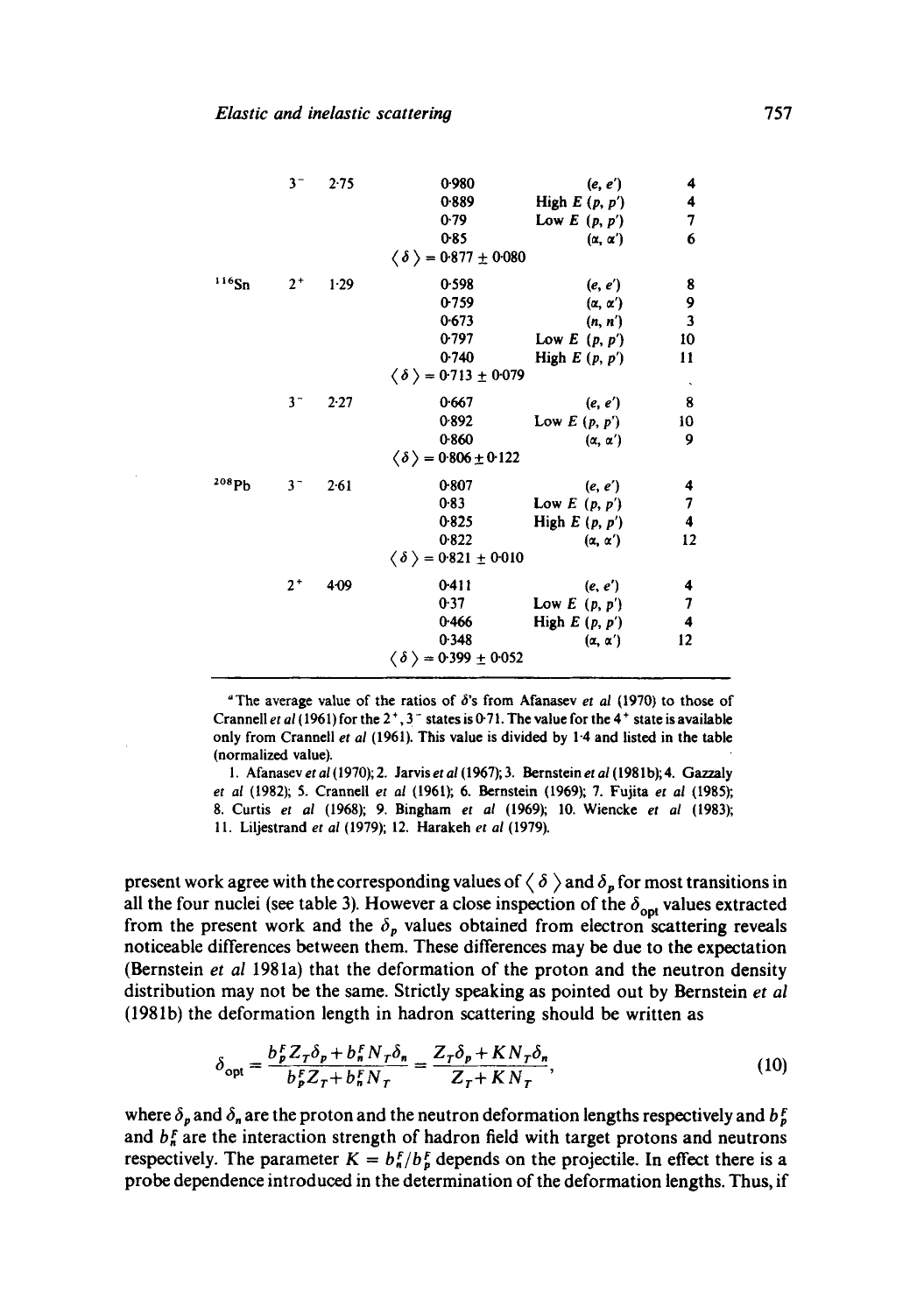| Nucleus | $J^\pi$ | $E_x$ (MeV) | $\delta$ | Reaction | Ref. |
|---|---|---|---|---|---|
| | $3^-$ | 2·75 | 0·980 | $(e, e')$ | 4 |
| | | | 0·889 | High $E$ $(p, p')$ | 4 |
| | | | 0·79 | Low $E$ $(p, p')$ | 7 |
| | | | 0·85 | $(\alpha, \alpha')$ | 6 |
| | | | $\langle \delta \rangle = 0{\cdot}877 \pm 0{\cdot}080$ | | |
| $^{116}$Sn | $2^+$ | 1·29 | 0·598 | $(e, e')$ | 8 |
| | | | 0·759 | $(\alpha, \alpha')$ | 9 |
| | | | 0·673 | $(n, n')$ | 3 |
| | | | 0·797 | Low $E$ $(p, p')$ | 10 |
| | | | 0·740 | High $E$ $(p, p')$ | 11 |
| | | | $\langle \delta \rangle = 0{\cdot}713 \pm 0{\cdot}079$ | | |
| | $3^-$ | 2·27 | 0·667 | $(e, e')$ | 8 |
| | | | 0·892 | Low $E$ $(p, p')$ | 10 |
| | | | 0·860 | $(\alpha, \alpha')$ | 9 |
| | | | $\langle \delta \rangle = 0{\cdot}806 \pm 0{\cdot}122$ | | |
| $^{208}$Pb | $3^-$ | 2·61 | 0·807 | $(e, e')$ | 4 |
| | | | 0·83 | Low $E$ $(p, p')$ | 7 |
| | | | 0·825 | High $E$ $(p, p')$ | 4 |
| | | | 0·822 | $(\alpha, \alpha')$ | 12 |
| | | | $\langle \delta \rangle = 0{\cdot}821 \pm 0{\cdot}010$ | | |
| | $2^+$ | 4·09 | 0·411 | $(e, e')$ | 4 |
| | | | 0·37 | Low $E$ $(p, p')$ | 7 |
| | | | 0·466 | High $E$ $(p, p')$ | 4 |
| | | | 0·348 | $(\alpha, \alpha')$ | 12 |
| | | | $\langle \delta \rangle = 0{\cdot}399 \pm 0{\cdot}052$ | | |

[a] The average value of the ratios of $\delta$'s from Afanasev *et al* (1970) to those of Crannell *et al* (1961) for the $2^+$, $3^-$ states is 0·71. The value for the $4^+$ state is available only from Crannell *et al* (1961). This value is divided by 1·4 and listed in the table (normalized value).

1. Afanasev *et al* (1970); 2. Jarvis *et al* (1967); 3. Bernstein *et al* (1981b); 4. Gazzaly *et al* (1982); 5. Crannell *et al* (1961); 6. Bernstein (1969); 7. Fujita *et al* (1985); 8. Curtis *et al* (1968); 9. Bingham *et al* (1969); 10. Wiencke *et al* (1983); 11. Liljestrand *et al* (1979); 12. Harakeh *et al* (1979).

present work agree with the corresponding values of $\langle \delta \rangle$ and $\delta_p$ for most transitions in all the four nuclei (see table 3). However a close inspection of the $\delta_{\rm opt}$ values extracted from the present work and the $\delta_p$ values obtained from electron scattering reveals noticeable differences between them. These differences may be due to the expectation (Bernstein *et al* 1981a) that the deformation of the proton and the neutron density distribution may not be the same. Strictly speaking as pointed out by Bernstein *et al* (1981b) the deformation length in hadron scattering should be written as

$$\delta_{\rm opt} = \frac{b_p^F Z_T \delta_p + b_n^F N_T \delta_n}{b_p^F Z_T + b_n^F N_T} = \frac{Z_T \delta_p + K N_T \delta_n}{Z_T + K N_T}, \tag{10}$$

where $\delta_p$ and $\delta_n$ are the proton and the neutron deformation lengths respectively and $b_p^F$ and $b_n^F$ are the interaction strength of hadron field with target protons and neutrons respectively. The parameter $K = b_n^F / b_p^F$ depends on the projectile. In effect there is a probe dependence introduced in the determination of the deformation lengths. Thus, if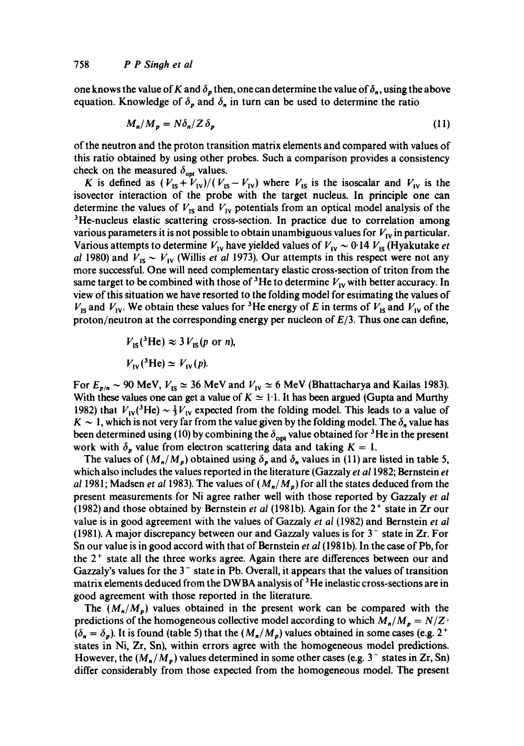one knows the value of $K$ and $\delta_p$ then, one can determine the value of $\delta_n$, using the above equation. Knowledge of $\delta_p$ and $\delta_n$ in turn can be used to determine the ratio

$$M_n/M_p = N\delta_n/Z\delta_p \tag{11}$$

of the neutron and the proton transition matrix elements and compared with values of this ratio obtained by using other probes. Such a comparison provides a consistency check on the measured $\delta_{opt}$ values.

$K$ is defined as $(V_{IS}+V_{IV})/(V_{IS}-V_{IV})$ where $V_{IS}$ is the isoscalar and $V_{IV}$ is the isovector interaction of the probe with the target nucleus. In principle one can determine the values of $V_{IS}$ and $V_{IV}$ potentials from an optical model analysis of the $^3$He-nucleus elastic scattering cross-section. In practice due to correlation among various parameters it is not possible to obtain unambiguous values for $V_{IV}$ in particular. Various attempts to determine $V_{IV}$ have yielded values of $V_{IV} \sim 0{\cdot}14\ V_{IS}$ (Hyakutake *et al* 1980) and $V_{IS} \sim V_{IV}$ (Willis *et al* 1973). Our attempts in this respect were not any more successful. One will need complementary elastic cross-section of triton from the same target to be combined with those of $^3$He to determine $V_{IV}$ with better accuracy. In view of this situation we have resorted to the folding model for estimating the values of $V_{IS}$ and $V_{IV}$. We obtain these values for $^3$He energy of $E$ in terms of $V_{IS}$ and $V_{IV}$ of the proton/neutron at the corresponding energy per nucleon of $E/3$. Thus one can define,

$$V_{IS}(^3\text{He}) \approx 3\,V_{IS}(p \text{ or } n),$$

$$V_{IV}(^3\text{He}) \simeq V_{IV}(p).$$

For $E_{p/n} \sim 90$ MeV, $V_{IS} \simeq 36$ MeV and $V_{IV} \simeq 6$ MeV (Bhattacharya and Kailas 1983). With these values one can get a value of $K \simeq 1{\cdot}1$. It has been argued (Gupta and Murthy 1982) that $V_{IV}(^3\text{He}) \sim \frac{1}{3}V_{IV}$ expected from the folding model. This leads to a value of $K \sim 1$, which is not very far from the value given by the folding model. The $\delta_n$ value has been determined using (10) by combining the $\delta_{opt}$ value obtained for $^3$He in the present work with $\delta_p$ value from electron scattering data and taking $K = 1$.

The values of $(M_n/M_p)$ obtained using $\delta_p$ and $\delta_n$ values in (11) are listed in table 5, which also includes the values reported in the literature (Gazzaly *et al* 1982; Bernstein *et al* 1981; Madsen *et al* 1983). The values of $(M_n/M_p)$ for all the states deduced from the present measurements for Ni agree rather well with those reported by Gazzaly *et al* (1982) and those obtained by Bernstein *et al* (1981b). Again for the $2^+$ state in Zr our value is in good agreement with the values of Gazzaly *et al* (1982) and Bernstein *et al* (1981). A major discrepancy between our and Gazzaly values is for $3^-$ state in Zr. For Sn our value is in good accord with that of Bernstein *et al* (1981b). In the case of Pb, for the $2^+$ state all the three works agree. Again there are differences between our and Gazzaly's values for the $3^-$ state in Pb. Overall, it appears that the values of transition matrix elements deduced from the DWBA analysis of $^3$He inelastic cross-sections are in good agreement with those reported in the literature.

The $(M_n/M_p)$ values obtained in the present work can be compared with the predictions of the homogeneous collective model according to which $M_n/M_p = N/Z \cdot (\delta_n = \delta_p)$. It is found (table 5) that the $(M_n/M_p)$ values obtained in some cases (e.g. $2^+$ states in Ni, Zr, Sn), within errors agree with the homogeneous model predictions. However, the $(M_n/M_p)$ values determined in some other cases (e.g. $3^-$ states in Zr, Sn) differ considerably from those expected from the homogeneous model. The present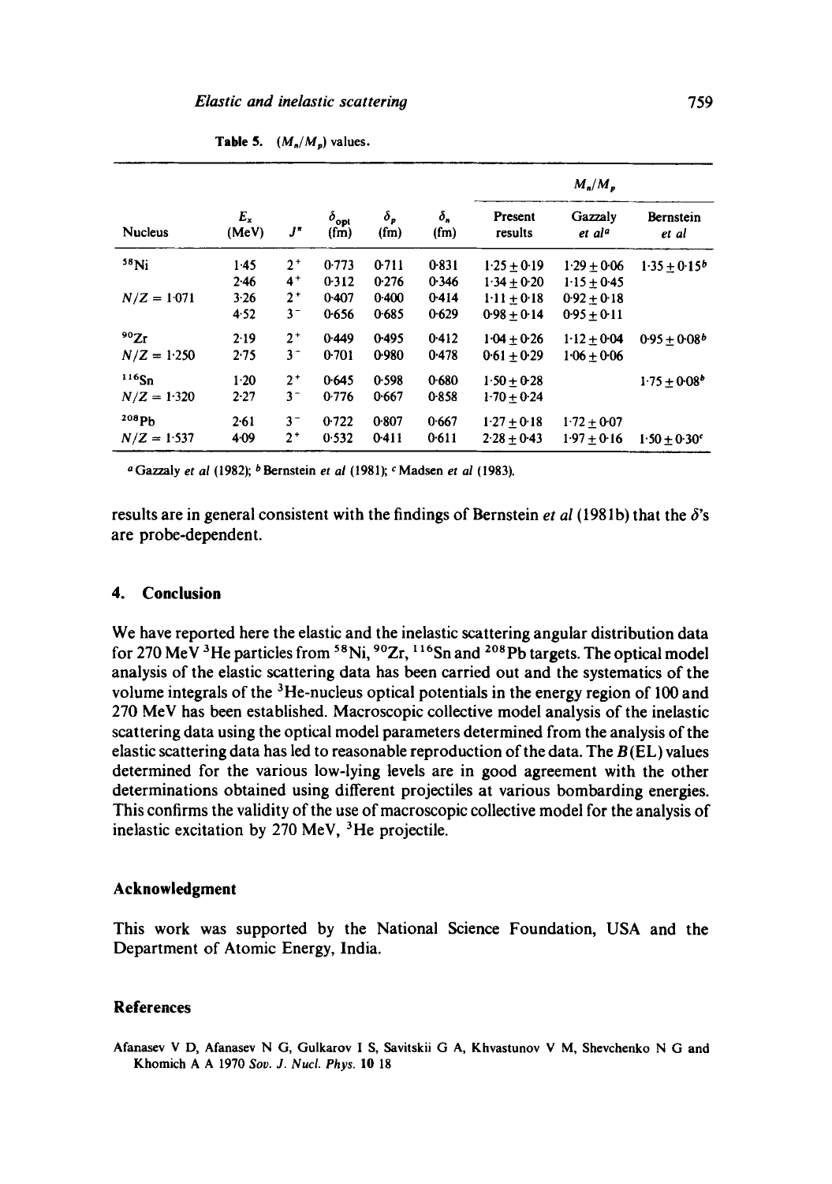**Table 5.** $(M_n/M_p)$ values.

| Nucleus | $E_x$ (MeV) | $J^\pi$ | $\delta_{opt}$ (fm) | $\delta_p$ (fm) | $\delta_n$ (fm) | $M_n/M_p$ Present results | Gazzaly *et al*[a] | Bernstein *et al* |
|---|---|---|---|---|---|---|---|---|
| $^{58}$Ni | 1·45 | $2^+$ | 0·773 | 0·711 | 0·831 | $1·25 \pm 0·19$ | $1·29 \pm 0·06$ | $1·35 \pm 0·15$[b] |
| | 2·46 | $4^+$ | 0·312 | 0·276 | 0·346 | $1·34 \pm 0·20$ | $1·15 \pm 0·45$ | |
| $N/Z = 1·071$ | 3·26 | $2^+$ | 0·407 | 0·400 | 0·414 | $1·11 \pm 0·18$ | $0·92 \pm 0·18$ | |
| | 4·52 | $3^-$ | 0·656 | 0·685 | 0·629 | $0·98 \pm 0·14$ | $0·95 \pm 0·11$ | |
| $^{90}$Zr | 2·19 | $2^+$ | 0·449 | 0·495 | 0·412 | $1·04 \pm 0·26$ | $1·12 \pm 0·04$ | $0·95 \pm 0·08$[b] |
| $N/Z = 1·250$ | 2·75 | $3^-$ | 0·701 | 0·980 | 0·478 | $0·61 \pm 0·29$ | $1·06 \pm 0·06$ | |
| $^{116}$Sn | 1·20 | $2^+$ | 0·645 | 0·598 | 0·680 | $1·50 \pm 0·28$ | | $1·75 \pm 0·08$[b] |
| $N/Z = 1·320$ | 2·27 | $3^-$ | 0·776 | 0·667 | 0·858 | $1·70 \pm 0·24$ | | |
| $^{208}$Pb | 2·61 | $3^-$ | 0·722 | 0·807 | 0·667 | $1·27 \pm 0·18$ | $1·72 \pm 0·07$ | |
| $N/Z = 1·537$ | 4·09 | $2^+$ | 0·532 | 0·411 | 0·611 | $2·28 \pm 0·43$ | $1·97 \pm 0·16$ | $1·50 \pm 0·30$[c] |

[a] Gazzaly *et al* (1982); [b] Bernstein *et al* (1981); [c] Madsen *et al* (1983).

results are in general consistent with the findings of Bernstein *et al* (1981b) that the $\delta$'s are probe-dependent.

## 4. Conclusion

We have reported here the elastic and the inelastic scattering angular distribution data for 270 MeV $^3$He particles from $^{58}$Ni, $^{90}$Zr, $^{116}$Sn and $^{208}$Pb targets. The optical model analysis of the elastic scattering data has been carried out and the systematics of the volume integrals of the $^3$He-nucleus optical potentials in the energy region of 100 and 270 MeV has been established. Macroscopic collective model analysis of the inelastic scattering data using the optical model parameters determined from the analysis of the elastic scattering data has led to reasonable reproduction of the data. The $B(EL)$ values determined for the various low-lying levels are in good agreement with the other determinations obtained using different projectiles at various bombarding energies. This confirms the validity of the use of macroscopic collective model for the analysis of inelastic excitation by 270 MeV, $^3$He projectile.

## Acknowledgment

This work was supported by the National Science Foundation, USA and the Department of Atomic Energy, India.

## References

Afanasev V D, Afanasev N G, Gulkarov I S, Savitskii G A, Khvastunov V M, Shevchenko N G and Khomich A A 1970 *Sov. J. Nucl. Phys.* **10** 18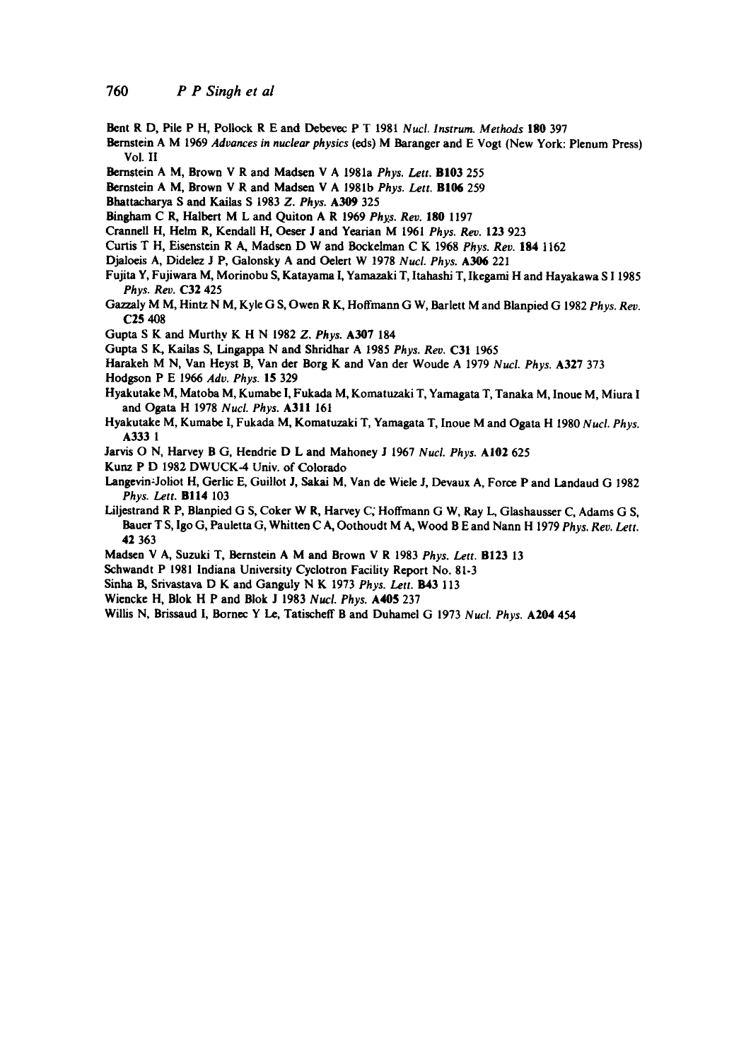Bent R D, Pile P H, Pollock R E and Debevec P T 1981 *Nucl. Instrum. Methods* **180** 397

Bernstein A M 1969 *Advances in nuclear physics* (eds) M Baranger and E Vogt (New York: Plenum Press) Vol. II

Bernstein A M, Brown V R and Madsen V A 1981a *Phys. Lett.* **B103** 255

Bernstein A M, Brown V R and Madsen V A 1981b *Phys. Lett.* **B106** 259

Bhattacharya S and Kailas S 1983 *Z. Phys.* **A309** 325

Bingham C R, Halbert M L and Quiton A R 1969 *Phys. Rev.* **180** 1197

Crannell H, Helm R, Kendall H, Oeser J and Yearian M 1961 *Phys. Rev.* **123** 923

Curtis T H, Eisenstein R A, Madsen D W and Bockelman C K 1968 *Phys. Rev.* **184** 1162

Djaloeis A, Didelez J P, Galonsky A and Oelert W 1978 *Nucl. Phys.* **A306** 221

Fujita Y, Fujiwara M, Morinobu S, Katayama I, Yamazaki T, Itahashi T, Ikegami H and Hayakawa S I 1985 *Phys. Rev.* **C32** 425

Gazzaly M M, Hintz N M, Kyle G S, Owen R K, Hoffmann G W, Barlett M and Blanpied G 1982 *Phys. Rev.* **C25** 408

Gupta S K and Murthy K H N 1982 *Z. Phys.* **A307** 184

Gupta S K, Kailas S, Lingappa N and Shridhar A 1985 *Phys. Rev.* **C31** 1965

Harakeh M N, Van Heyst B, Van der Borg K and Van der Woude A 1979 *Nucl. Phys.* **A327** 373

Hodgson P E 1966 *Adv. Phys.* **15** 329

Hyakutake M, Matoba M, Kumabe I, Fukada M, Komatuzaki T, Yamagata T, Tanaka M, Inoue M, Miura I and Ogata H 1978 *Nucl. Phys.* **A311** 161

Hyakutake M, Kumabe I, Fukada M, Komatuzaki T, Yamagata T, Inoue M and Ogata H 1980 *Nucl. Phys.* **A333** 1

Jarvis O N, Harvey B G, Hendrie D L and Mahoney J 1967 *Nucl. Phys.* **A102** 625

Kunz P D 1982 DWUCK-4 Univ. of Colorado

Langevin-Joliot H, Gerlic E, Guillot J, Sakai M, Van de Wiele J, Devaux A, Force P and Landaud G 1982 *Phys. Lett.* **B114** 103

Liljestrand R P, Blanpied G S, Coker W R, Harvey C, Hoffmann G W, Ray L, Glashausser C, Adams G S, Bauer T S, Igo G, Pauletta G, Whitten C A, Oothoudt M A, Wood B E and Nann H 1979 *Phys. Rev. Lett.* **42** 363

Madsen V A, Suzuki T, Bernstein A M and Brown V R 1983 *Phys. Lett.* **B123** 13

Schwandt P 1981 Indiana University Cyclotron Facility Report No. 81-3

Sinha B, Srivastava D K and Ganguly N K 1973 *Phys. Lett.* **B43** 113

Wiencke H, Blok H P and Blok J 1983 *Nucl. Phys.* **A405** 237

Willis N, Brissaud I, Bornec Y Le, Tatischeff B and Duhamel G 1973 *Nucl. Phys.* **A204** 454